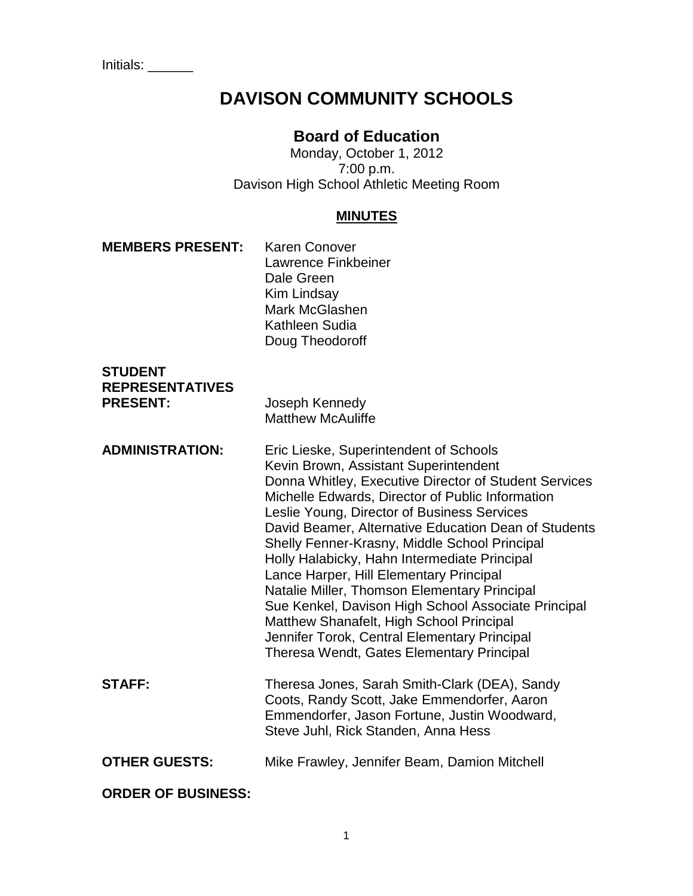Initials: ______

# DAVISON COMMUNITY SCHOOLS

## Board of Education

Monday, October 1, 2012
7:00 p.m.
Davison High School Athletic Meeting Room

**MINUTES**

**MEMBERS PRESENT:**
Karen Conover
Lawrence Finkbeiner
Dale Green
Kim Lindsay
Mark McGlashen
Kathleen Sudia
Doug Theodoroff

**STUDENT REPRESENTATIVES PRESENT:**
Joseph Kennedy
Matthew McAuliffe

**ADMINISTRATION:**
Eric Lieske, Superintendent of Schools
Kevin Brown, Assistant Superintendent
Donna Whitley, Executive Director of Student Services
Michelle Edwards, Director of Public Information
Leslie Young, Director of Business Services
David Beamer, Alternative Education Dean of Students
Shelly Fenner-Krasny, Middle School Principal
Holly Halabicky, Hahn Intermediate Principal
Lance Harper, Hill Elementary Principal
Natalie Miller, Thomson Elementary Principal
Sue Kenkel, Davison High School Associate Principal
Matthew Shanafelt, High School Principal
Jennifer Torok, Central Elementary Principal
Theresa Wendt, Gates Elementary Principal

**STAFF:**
Theresa Jones, Sarah Smith-Clark (DEA), Sandy Coots, Randy Scott, Jake Emmendorfer, Aaron Emmendorfer, Jason Fortune, Justin Woodward, Steve Juhl, Rick Standen, Anna Hess

**OTHER GUESTS:**
Mike Frawley, Jennifer Beam, Damion Mitchell

**ORDER OF BUSINESS:**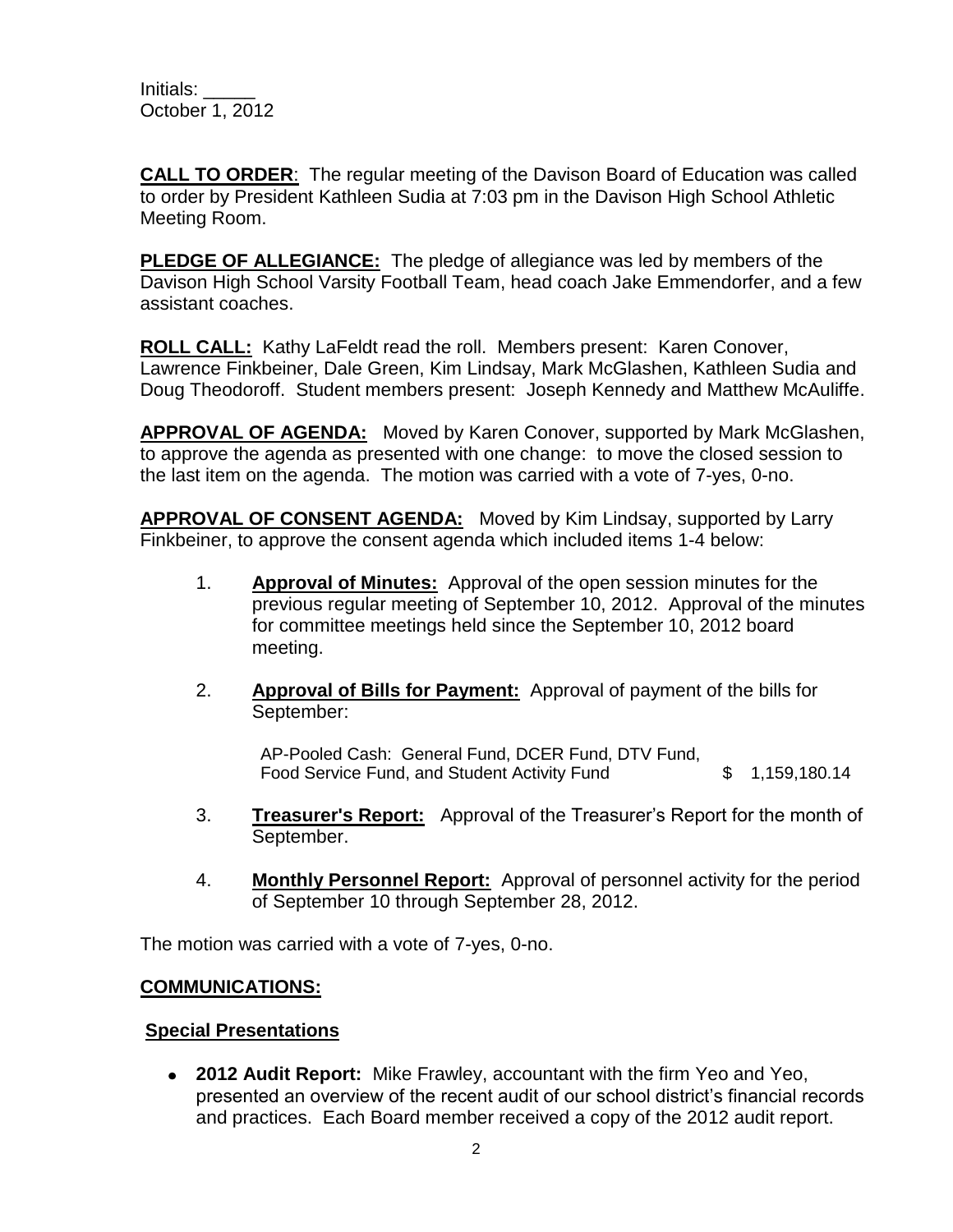Initials: _____
October 1, 2012

**CALL TO ORDER**: The regular meeting of the Davison Board of Education was called to order by President Kathleen Sudia at 7:03 pm in the Davison High School Athletic Meeting Room.

**PLEDGE OF ALLEGIANCE:** The pledge of allegiance was led by members of the Davison High School Varsity Football Team, head coach Jake Emmendorfer, and a few assistant coaches.

**ROLL CALL:** Kathy LaFeldt read the roll. Members present: Karen Conover, Lawrence Finkbeiner, Dale Green, Kim Lindsay, Mark McGlashen, Kathleen Sudia and Doug Theodoroff. Student members present: Joseph Kennedy and Matthew McAuliffe.

**APPROVAL OF AGENDA:** Moved by Karen Conover, supported by Mark McGlashen, to approve the agenda as presented with one change: to move the closed session to the last item on the agenda. The motion was carried with a vote of 7-yes, 0-no.

**APPROVAL OF CONSENT AGENDA:** Moved by Kim Lindsay, supported by Larry Finkbeiner, to approve the consent agenda which included items 1-4 below:

1. **Approval of Minutes:** Approval of the open session minutes for the previous regular meeting of September 10, 2012. Approval of the minutes for committee meetings held since the September 10, 2012 board meeting.

2. **Approval of Bills for Payment:** Approval of payment of the bills for September:

   AP-Pooled Cash: General Fund, DCER Fund, DTV Fund, Food Service Fund, and Student Activity Fund $ 1,159,180.14

3. **Treasurer's Report:** Approval of the Treasurer's Report for the month of September.

4. **Monthly Personnel Report:** Approval of personnel activity for the period of September 10 through September 28, 2012.

The motion was carried with a vote of 7-yes, 0-no.

**COMMUNICATIONS:**

**Special Presentations**

- **2012 Audit Report:** Mike Frawley, accountant with the firm Yeo and Yeo, presented an overview of the recent audit of our school district's financial records and practices. Each Board member received a copy of the 2012 audit report.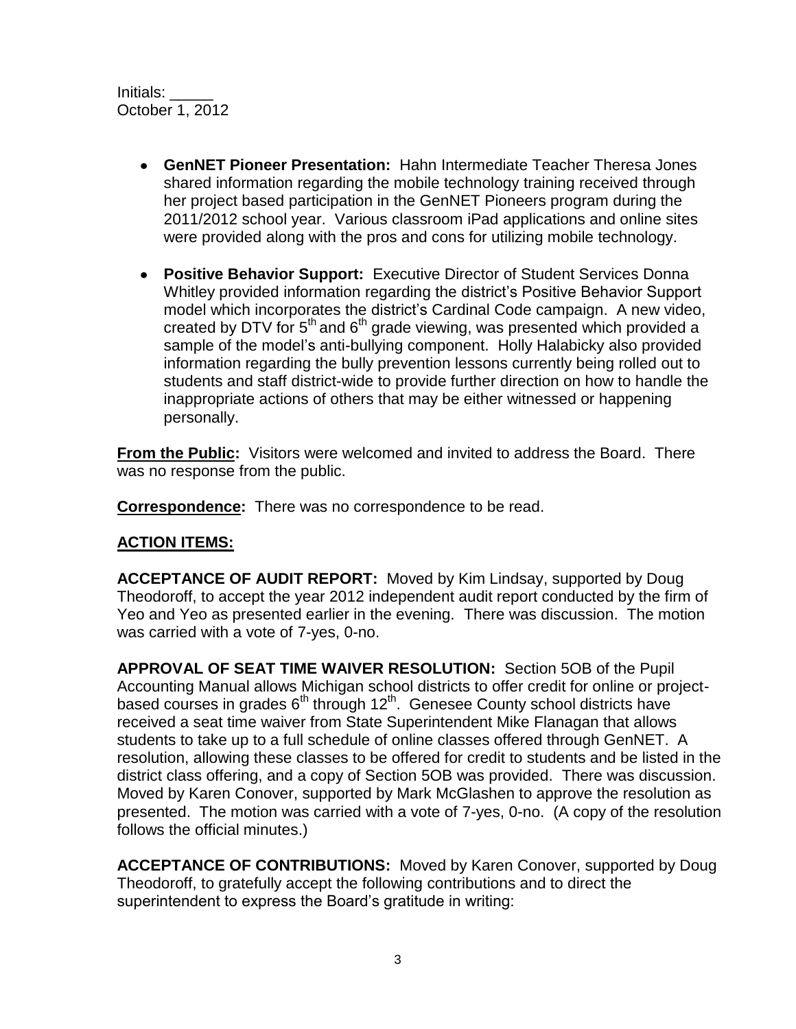Initials: _____
October 1, 2012

- **GenNET Pioneer Presentation:** Hahn Intermediate Teacher Theresa Jones shared information regarding the mobile technology training received through her project based participation in the GenNET Pioneers program during the 2011/2012 school year. Various classroom iPad applications and online sites were provided along with the pros and cons for utilizing mobile technology.

- **Positive Behavior Support:** Executive Director of Student Services Donna Whitley provided information regarding the district's Positive Behavior Support model which incorporates the district's Cardinal Code campaign. A new video, created by DTV for 5th and 6th grade viewing, was presented which provided a sample of the model's anti-bullying component. Holly Halabicky also provided information regarding the bully prevention lessons currently being rolled out to students and staff district-wide to provide further direction on how to handle the inappropriate actions of others that may be either witnessed or happening personally.

**From the Public:** Visitors were welcomed and invited to address the Board. There was no response from the public.

**Correspondence:** There was no correspondence to be read.

**ACTION ITEMS:**

**ACCEPTANCE OF AUDIT REPORT:** Moved by Kim Lindsay, supported by Doug Theodoroff, to accept the year 2012 independent audit report conducted by the firm of Yeo and Yeo as presented earlier in the evening. There was discussion. The motion was carried with a vote of 7-yes, 0-no.

**APPROVAL OF SEAT TIME WAIVER RESOLUTION:** Section 5OB of the Pupil Accounting Manual allows Michigan school districts to offer credit for online or project-based courses in grades 6th through 12th. Genesee County school districts have received a seat time waiver from State Superintendent Mike Flanagan that allows students to take up to a full schedule of online classes offered through GenNET. A resolution, allowing these classes to be offered for credit to students and be listed in the district class offering, and a copy of Section 5OB was provided. There was discussion. Moved by Karen Conover, supported by Mark McGlashen to approve the resolution as presented. The motion was carried with a vote of 7-yes, 0-no. (A copy of the resolution follows the official minutes.)

**ACCEPTANCE OF CONTRIBUTIONS:** Moved by Karen Conover, supported by Doug Theodoroff, to gratefully accept the following contributions and to direct the superintendent to express the Board's gratitude in writing: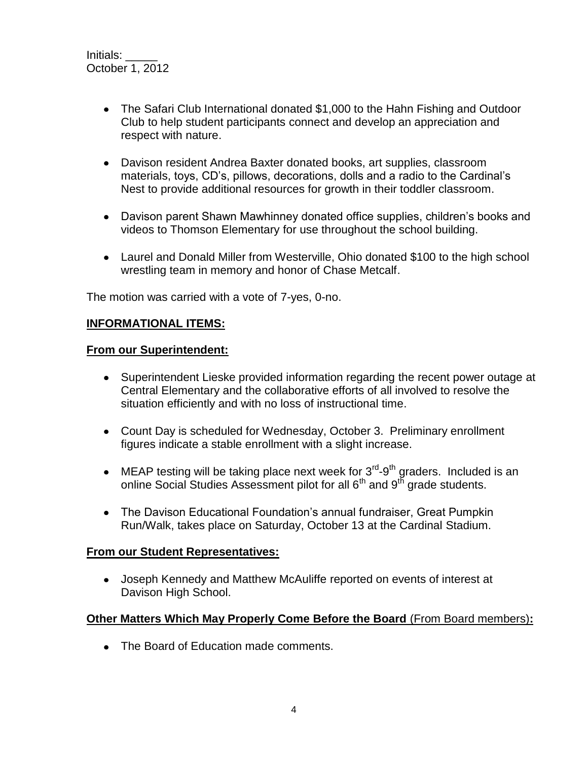Initials: _____
October 1, 2012

- The Safari Club International donated $1,000 to the Hahn Fishing and Outdoor Club to help student participants connect and develop an appreciation and respect with nature.
- Davison resident Andrea Baxter donated books, art supplies, classroom materials, toys, CD's, pillows, decorations, dolls and a radio to the Cardinal's Nest to provide additional resources for growth in their toddler classroom.
- Davison parent Shawn Mawhinney donated office supplies, children's books and videos to Thomson Elementary for use throughout the school building.
- Laurel and Donald Miller from Westerville, Ohio donated $100 to the high school wrestling team in memory and honor of Chase Metcalf.

The motion was carried with a vote of 7-yes, 0-no.

**INFORMATIONAL ITEMS:**

**From our Superintendent:**

- Superintendent Lieske provided information regarding the recent power outage at Central Elementary and the collaborative efforts of all involved to resolve the situation efficiently and with no loss of instructional time.
- Count Day is scheduled for Wednesday, October 3. Preliminary enrollment figures indicate a stable enrollment with a slight increase.
- MEAP testing will be taking place next week for 3rd-9th graders. Included is an online Social Studies Assessment pilot for all 6th and 9th grade students.
- The Davison Educational Foundation's annual fundraiser, Great Pumpkin Run/Walk, takes place on Saturday, October 13 at the Cardinal Stadium.

**From our Student Representatives:**

- Joseph Kennedy and Matthew McAuliffe reported on events of interest at Davison High School.

**Other Matters Which May Properly Come Before the Board (From Board members):**

- The Board of Education made comments.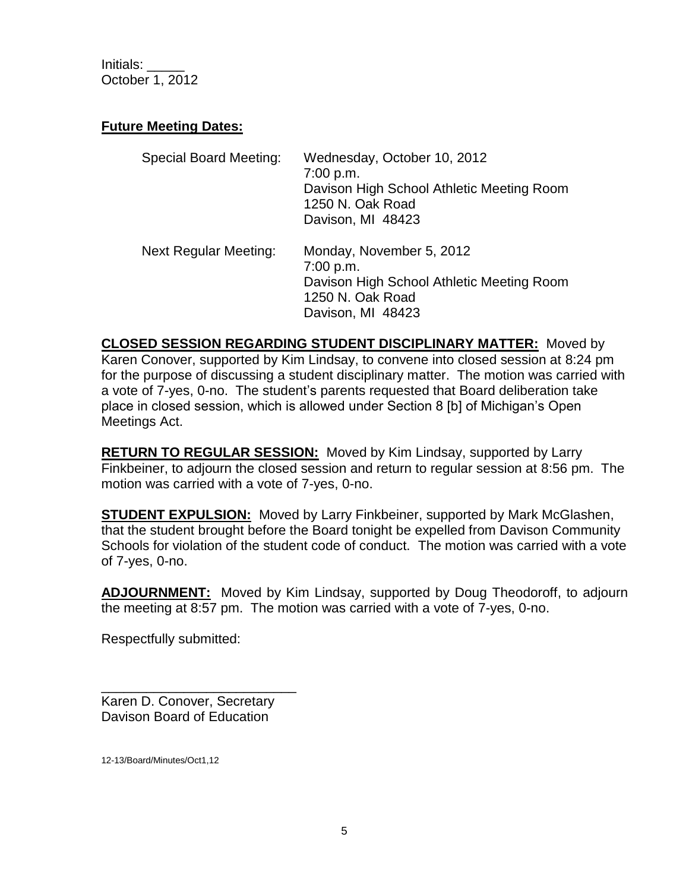Initials: _____
October 1, 2012

**Future Meeting Dates:**

| | |
|---|---|
| Special Board Meeting: | Wednesday, October 10, 2012<br>7:00 p.m.<br>Davison High School Athletic Meeting Room<br>1250 N. Oak Road<br>Davison, MI 48423 |
| Next Regular Meeting: | Monday, November 5, 2012<br>7:00 p.m.<br>Davison High School Athletic Meeting Room<br>1250 N. Oak Road<br>Davison, MI 48423 |

**CLOSED SESSION REGARDING STUDENT DISCIPLINARY MATTER:** Moved by Karen Conover, supported by Kim Lindsay, to convene into closed session at 8:24 pm for the purpose of discussing a student disciplinary matter. The motion was carried with a vote of 7-yes, 0-no. The student's parents requested that Board deliberation take place in closed session, which is allowed under Section 8 [b] of Michigan's Open Meetings Act.

**RETURN TO REGULAR SESSION:** Moved by Kim Lindsay, supported by Larry Finkbeiner, to adjourn the closed session and return to regular session at 8:56 pm. The motion was carried with a vote of 7-yes, 0-no.

**STUDENT EXPULSION:** Moved by Larry Finkbeiner, supported by Mark McGlashen, that the student brought before the Board tonight be expelled from Davison Community Schools for violation of the student code of conduct. The motion was carried with a vote of 7-yes, 0-no.

**ADJOURNMENT:** Moved by Kim Lindsay, supported by Doug Theodoroff, to adjourn the meeting at 8:57 pm. The motion was carried with a vote of 7-yes, 0-no.

Respectfully submitted:

___________________________
Karen D. Conover, Secretary
Davison Board of Education

12-13/Board/Minutes/Oct1,12